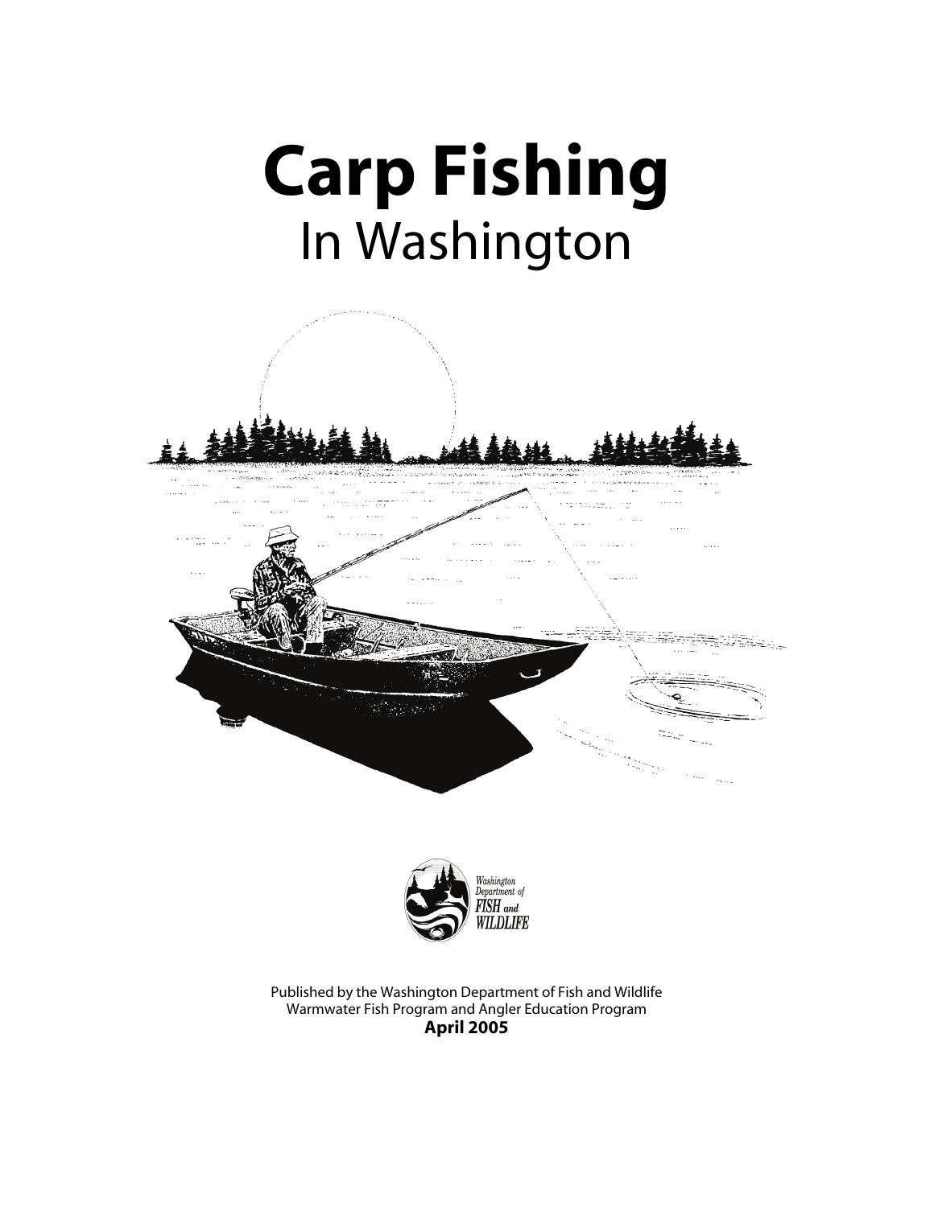# Carp Fishing

In Washington

Published by the Washington Department of Fish and Wildlife
Warmwater Fish Program and Angler Education Program
**April 2005**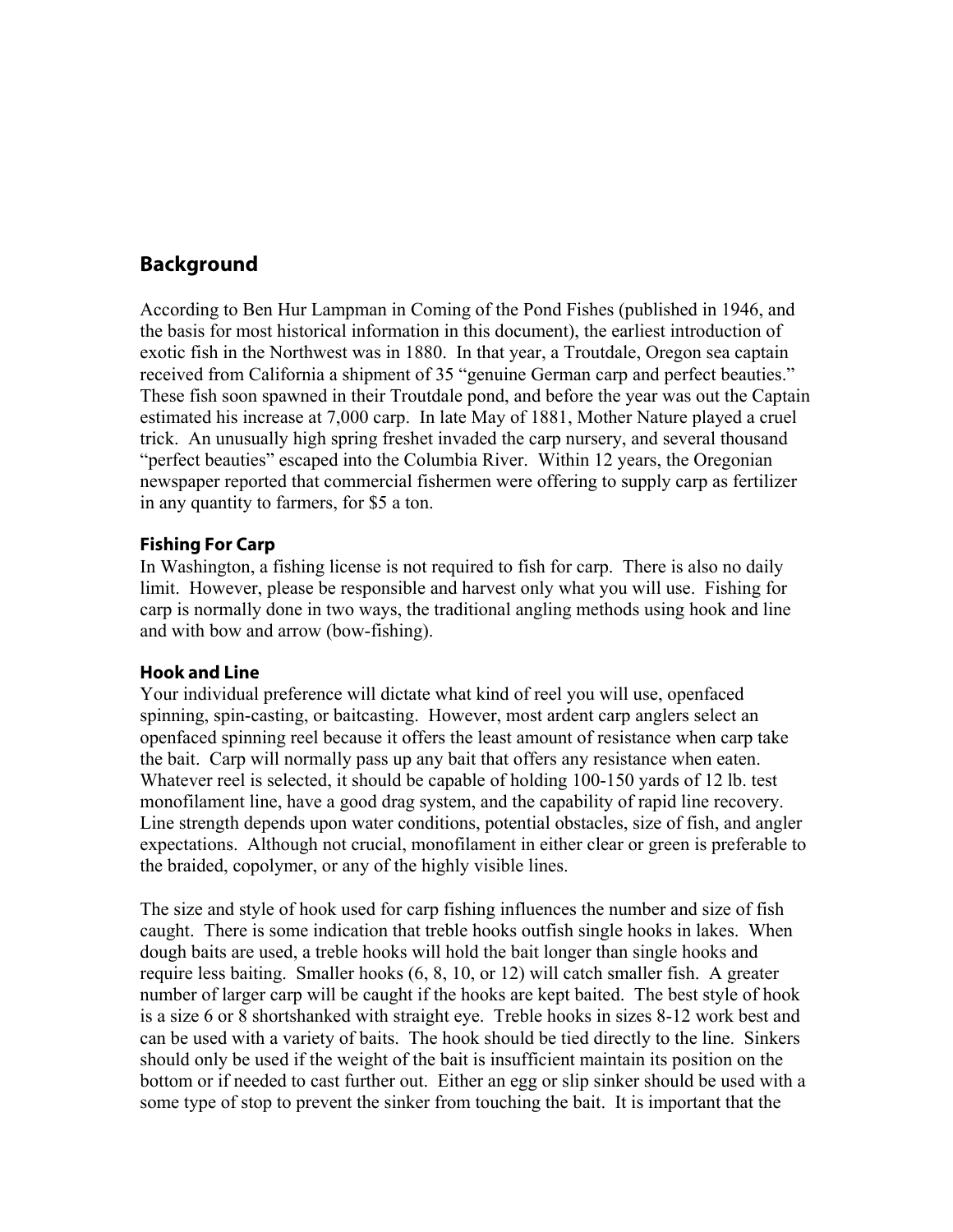## Background

According to Ben Hur Lampman in Coming of the Pond Fishes (published in 1946, and the basis for most historical information in this document), the earliest introduction of exotic fish in the Northwest was in 1880. In that year, a Troutdale, Oregon sea captain received from California a shipment of 35 "genuine German carp and perfect beauties." These fish soon spawned in their Troutdale pond, and before the year was out the Captain estimated his increase at 7,000 carp. In late May of 1881, Mother Nature played a cruel trick. An unusually high spring freshet invaded the carp nursery, and several thousand "perfect beauties" escaped into the Columbia River. Within 12 years, the Oregonian newspaper reported that commercial fishermen were offering to supply carp as fertilizer in any quantity to farmers, for $5 a ton.

### Fishing For Carp

In Washington, a fishing license is not required to fish for carp. There is also no daily limit. However, please be responsible and harvest only what you will use. Fishing for carp is normally done in two ways, the traditional angling methods using hook and line and with bow and arrow (bow-fishing).

### Hook and Line

Your individual preference will dictate what kind of reel you will use, openfaced spinning, spin-casting, or baitcasting. However, most ardent carp anglers select an openfaced spinning reel because it offers the least amount of resistance when carp take the bait. Carp will normally pass up any bait that offers any resistance when eaten. Whatever reel is selected, it should be capable of holding 100-150 yards of 12 lb. test monofilament line, have a good drag system, and the capability of rapid line recovery. Line strength depends upon water conditions, potential obstacles, size of fish, and angler expectations. Although not crucial, monofilament in either clear or green is preferable to the braided, copolymer, or any of the highly visible lines.

The size and style of hook used for carp fishing influences the number and size of fish caught. There is some indication that treble hooks outfish single hooks in lakes. When dough baits are used, a treble hooks will hold the bait longer than single hooks and require less baiting. Smaller hooks (6, 8, 10, or 12) will catch smaller fish. A greater number of larger carp will be caught if the hooks are kept baited. The best style of hook is a size 6 or 8 shortshanked with straight eye. Treble hooks in sizes 8-12 work best and can be used with a variety of baits. The hook should be tied directly to the line. Sinkers should only be used if the weight of the bait is insufficient maintain its position on the bottom or if needed to cast further out. Either an egg or slip sinker should be used with a some type of stop to prevent the sinker from touching the bait. It is important that the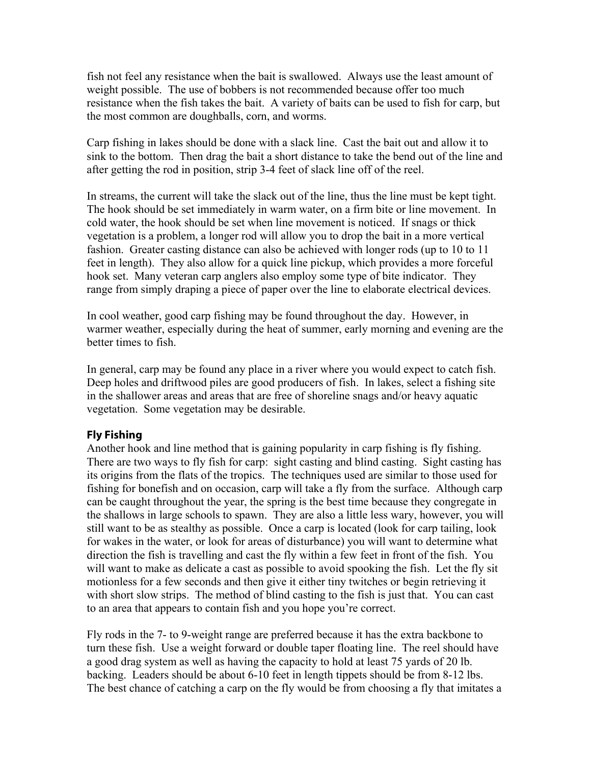fish not feel any resistance when the bait is swallowed. Always use the least amount of weight possible. The use of bobbers is not recommended because offer too much resistance when the fish takes the bait. A variety of baits can be used to fish for carp, but the most common are doughballs, corn, and worms.

Carp fishing in lakes should be done with a slack line. Cast the bait out and allow it to sink to the bottom. Then drag the bait a short distance to take the bend out of the line and after getting the rod in position, strip 3-4 feet of slack line off of the reel.

In streams, the current will take the slack out of the line, thus the line must be kept tight. The hook should be set immediately in warm water, on a firm bite or line movement. In cold water, the hook should be set when line movement is noticed. If snags or thick vegetation is a problem, a longer rod will allow you to drop the bait in a more vertical fashion. Greater casting distance can also be achieved with longer rods (up to 10 to 11 feet in length). They also allow for a quick line pickup, which provides a more forceful hook set. Many veteran carp anglers also employ some type of bite indicator. They range from simply draping a piece of paper over the line to elaborate electrical devices.

In cool weather, good carp fishing may be found throughout the day. However, in warmer weather, especially during the heat of summer, early morning and evening are the better times to fish.

In general, carp may be found any place in a river where you would expect to catch fish. Deep holes and driftwood piles are good producers of fish. In lakes, select a fishing site in the shallower areas and areas that are free of shoreline snags and/or heavy aquatic vegetation. Some vegetation may be desirable.

### Fly Fishing

Another hook and line method that is gaining popularity in carp fishing is fly fishing. There are two ways to fly fish for carp: sight casting and blind casting. Sight casting has its origins from the flats of the tropics. The techniques used are similar to those used for fishing for bonefish and on occasion, carp will take a fly from the surface. Although carp can be caught throughout the year, the spring is the best time because they congregate in the shallows in large schools to spawn. They are also a little less wary, however, you will still want to be as stealthy as possible. Once a carp is located (look for carp tailing, look for wakes in the water, or look for areas of disturbance) you will want to determine what direction the fish is travelling and cast the fly within a few feet in front of the fish. You will want to make as delicate a cast as possible to avoid spooking the fish. Let the fly sit motionless for a few seconds and then give it either tiny twitches or begin retrieving it with short slow strips. The method of blind casting to the fish is just that. You can cast to an area that appears to contain fish and you hope you're correct.

Fly rods in the 7- to 9-weight range are preferred because it has the extra backbone to turn these fish. Use a weight forward or double taper floating line. The reel should have a good drag system as well as having the capacity to hold at least 75 yards of 20 lb. backing. Leaders should be about 6-10 feet in length tippets should be from 8-12 lbs. The best chance of catching a carp on the fly would be from choosing a fly that imitates a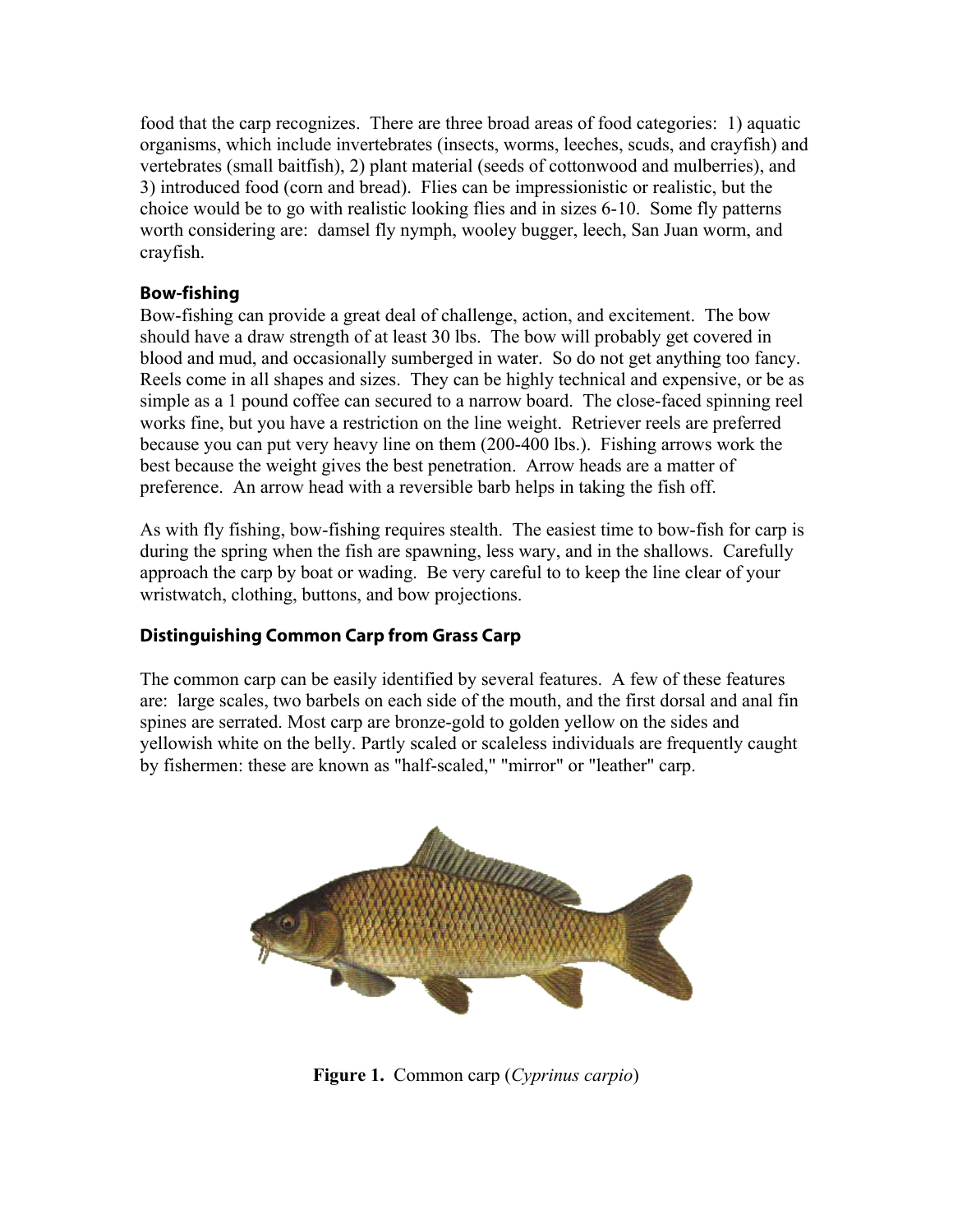food that the carp recognizes. There are three broad areas of food categories: 1) aquatic organisms, which include invertebrates (insects, worms, leeches, scuds, and crayfish) and vertebrates (small baitfish), 2) plant material (seeds of cottonwood and mulberries), and 3) introduced food (corn and bread). Flies can be impressionistic or realistic, but the choice would be to go with realistic looking flies and in sizes 6-10. Some fly patterns worth considering are: damsel fly nymph, wooley bugger, leech, San Juan worm, and crayfish.

### Bow-fishing

Bow-fishing can provide a great deal of challenge, action, and excitement. The bow should have a draw strength of at least 30 lbs. The bow will probably get covered in blood and mud, and occasionally sumberged in water. So do not get anything too fancy. Reels come in all shapes and sizes. They can be highly technical and expensive, or be as simple as a 1 pound coffee can secured to a narrow board. The close-faced spinning reel works fine, but you have a restriction on the line weight. Retriever reels are preferred because you can put very heavy line on them (200-400 lbs.). Fishing arrows work the best because the weight gives the best penetration. Arrow heads are a matter of preference. An arrow head with a reversible barb helps in taking the fish off.

As with fly fishing, bow-fishing requires stealth. The easiest time to bow-fish for carp is during the spring when the fish are spawning, less wary, and in the shallows. Carefully approach the carp by boat or wading. Be very careful to to keep the line clear of your wristwatch, clothing, buttons, and bow projections.

### Distinguishing Common Carp from Grass Carp

The common carp can be easily identified by several features. A few of these features are: large scales, two barbels on each side of the mouth, and the first dorsal and anal fin spines are serrated. Most carp are bronze-gold to golden yellow on the sides and yellowish white on the belly. Partly scaled or scaleless individuals are frequently caught by fishermen: these are known as "half-scaled," "mirror" or "leather" carp.

**Figure 1.** Common carp (*Cyprinus carpio*)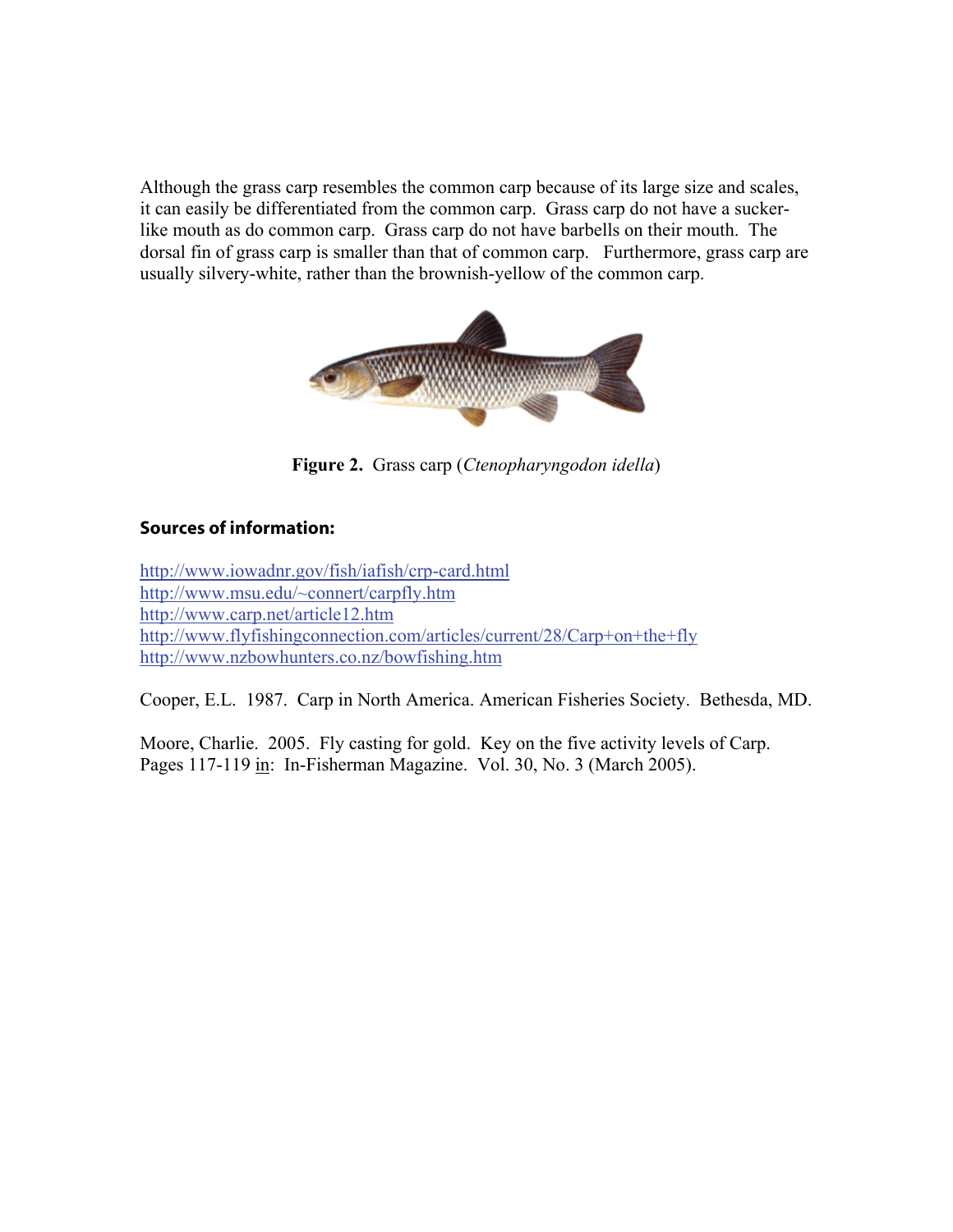Although the grass carp resembles the common carp because of its large size and scales, it can easily be differentiated from the common carp. Grass carp do not have a sucker-like mouth as do common carp. Grass carp do not have barbells on their mouth. The dorsal fin of grass carp is smaller than that of common carp. Furthermore, grass carp are usually silvery-white, rather than the brownish-yellow of the common carp.

**Figure 2.** Grass carp (*Ctenopharyngodon idella*)

### Sources of information:

http://www.iowadnr.gov/fish/iafish/crp-card.html
http://www.msu.edu/~connert/carpfly.htm
http://www.carp.net/article12.htm
http://www.flyfishingconnection.com/articles/current/28/Carp+on+the+fly
http://www.nzbowhunters.co.nz/bowfishing.htm

Cooper, E.L. 1987. Carp in North America. American Fisheries Society. Bethesda, MD.

Moore, Charlie. 2005. Fly casting for gold. Key on the five activity levels of Carp. Pages 117-119 in: In-Fisherman Magazine. Vol. 30, No. 3 (March 2005).